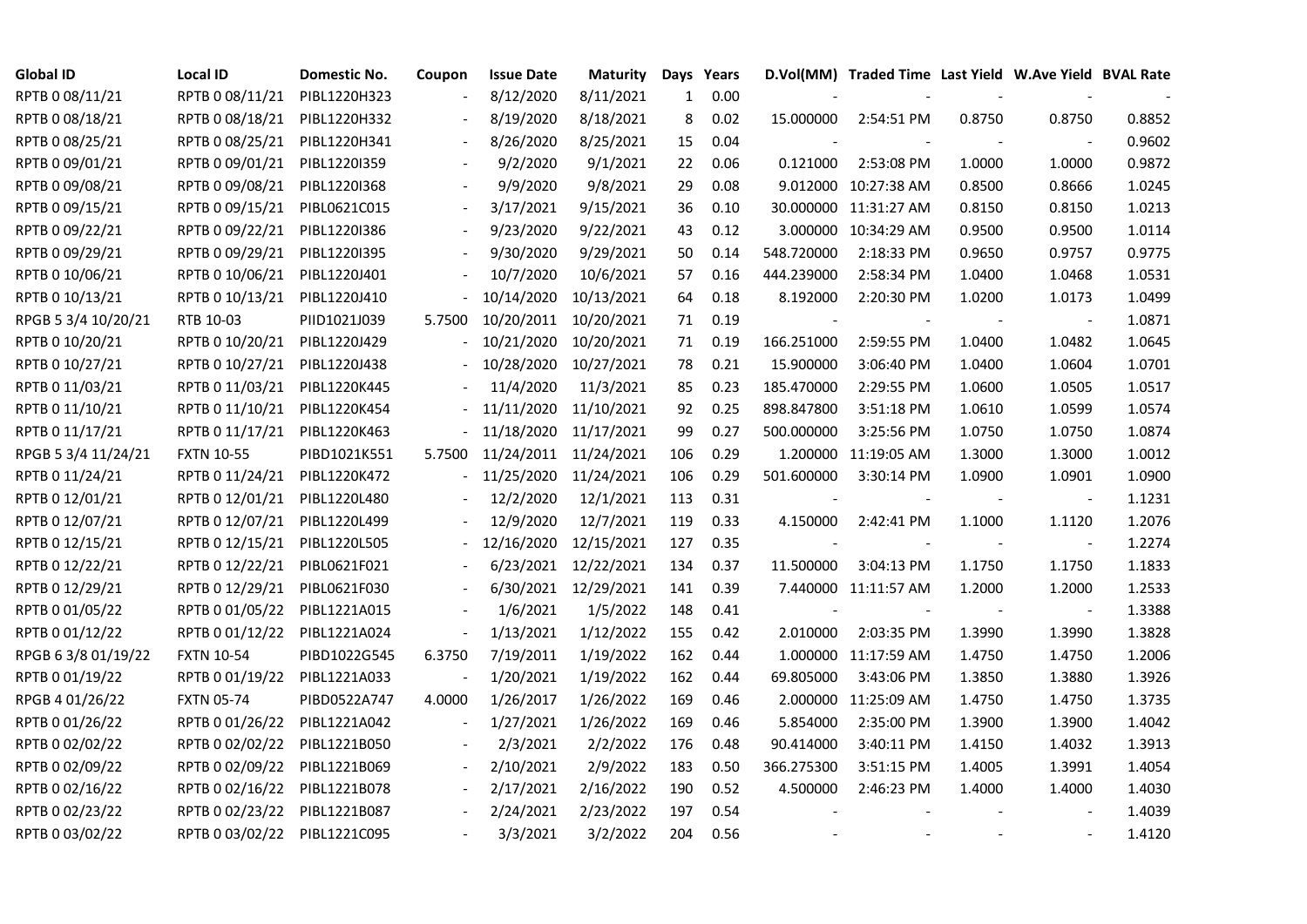| Global ID | Local ID | Domestic No. | Coupon | Issue Date | Maturity | Days | Years | D.Vol(MM) | Traded Time | Last Yield | W.Ave Yield | BVAL Rate |
|---|---|---|---|---|---|---|---|---|---|---|---|---|
| RPTB 0 08/11/21 | RPTB 0 08/11/21 | PIBL1220H323 | - | 8/12/2020 | 8/11/2021 | 1 | 0.00 | - | - | - | - | - |
| RPTB 0 08/18/21 | RPTB 0 08/18/21 | PIBL1220H332 | - | 8/19/2020 | 8/18/2021 | 8 | 0.02 | 15.000000 | 2:54:51 PM | 0.8750 | 0.8750 | 0.8852 |
| RPTB 0 08/25/21 | RPTB 0 08/25/21 | PIBL1220H341 | - | 8/26/2020 | 8/25/2021 | 15 | 0.04 | - | - | - | - | 0.9602 |
| RPTB 0 09/01/21 | RPTB 0 09/01/21 | PIBL1220I359 | - | 9/2/2020 | 9/1/2021 | 22 | 0.06 | 0.121000 | 2:53:08 PM | 1.0000 | 1.0000 | 0.9872 |
| RPTB 0 09/08/21 | RPTB 0 09/08/21 | PIBL1220I368 | - | 9/9/2020 | 9/8/2021 | 29 | 0.08 | 9.012000 | 10:27:38 AM | 0.8500 | 0.8666 | 1.0245 |
| RPTB 0 09/15/21 | RPTB 0 09/15/21 | PIBL0621C015 | - | 3/17/2021 | 9/15/2021 | 36 | 0.10 | 30.000000 | 11:31:27 AM | 0.8150 | 0.8150 | 1.0213 |
| RPTB 0 09/22/21 | RPTB 0 09/22/21 | PIBL1220I386 | - | 9/23/2020 | 9/22/2021 | 43 | 0.12 | 3.000000 | 10:34:29 AM | 0.9500 | 0.9500 | 1.0114 |
| RPTB 0 09/29/21 | RPTB 0 09/29/21 | PIBL1220I395 | - | 9/30/2020 | 9/29/2021 | 50 | 0.14 | 548.720000 | 2:18:33 PM | 0.9650 | 0.9757 | 0.9775 |
| RPTB 0 10/06/21 | RPTB 0 10/06/21 | PIBL1220J401 | - | 10/7/2020 | 10/6/2021 | 57 | 0.16 | 444.239000 | 2:58:34 PM | 1.0400 | 1.0468 | 1.0531 |
| RPTB 0 10/13/21 | RPTB 0 10/13/21 | PIBL1220J410 | - | 10/14/2020 | 10/13/2021 | 64 | 0.18 | 8.192000 | 2:20:30 PM | 1.0200 | 1.0173 | 1.0499 |
| RPGB 5 3/4 10/20/21 | RTB 10-03 | PIID1021J039 | 5.7500 | 10/20/2011 | 10/20/2021 | 71 | 0.19 | - | - | - | - | 1.0871 |
| RPTB 0 10/20/21 | RPTB 0 10/20/21 | PIBL1220J429 | - | 10/21/2020 | 10/20/2021 | 71 | 0.19 | 166.251000 | 2:59:55 PM | 1.0400 | 1.0482 | 1.0645 |
| RPTB 0 10/27/21 | RPTB 0 10/27/21 | PIBL1220J438 | - | 10/28/2020 | 10/27/2021 | 78 | 0.21 | 15.900000 | 3:06:40 PM | 1.0400 | 1.0604 | 1.0701 |
| RPTB 0 11/03/21 | RPTB 0 11/03/21 | PIBL1220K445 | - | 11/4/2020 | 11/3/2021 | 85 | 0.23 | 185.470000 | 2:29:55 PM | 1.0600 | 1.0505 | 1.0517 |
| RPTB 0 11/10/21 | RPTB 0 11/10/21 | PIBL1220K454 | - | 11/11/2020 | 11/10/2021 | 92 | 0.25 | 898.847800 | 3:51:18 PM | 1.0610 | 1.0599 | 1.0574 |
| RPTB 0 11/17/21 | RPTB 0 11/17/21 | PIBL1220K463 | - | 11/18/2020 | 11/17/2021 | 99 | 0.27 | 500.000000 | 3:25:56 PM | 1.0750 | 1.0750 | 1.0874 |
| RPGB 5 3/4 11/24/21 | FXTN 10-55 | PIBD1021K551 | 5.7500 | 11/24/2011 | 11/24/2021 | 106 | 0.29 | 1.200000 | 11:19:05 AM | 1.3000 | 1.3000 | 1.0012 |
| RPTB 0 11/24/21 | RPTB 0 11/24/21 | PIBL1220K472 | - | 11/25/2020 | 11/24/2021 | 106 | 0.29 | 501.600000 | 3:30:14 PM | 1.0900 | 1.0901 | 1.0900 |
| RPTB 0 12/01/21 | RPTB 0 12/01/21 | PIBL1220L480 | - | 12/2/2020 | 12/1/2021 | 113 | 0.31 | - | - | - | - | 1.1231 |
| RPTB 0 12/07/21 | RPTB 0 12/07/21 | PIBL1220L499 | - | 12/9/2020 | 12/7/2021 | 119 | 0.33 | 4.150000 | 2:42:41 PM | 1.1000 | 1.1120 | 1.2076 |
| RPTB 0 12/15/21 | RPTB 0 12/15/21 | PIBL1220L505 | - | 12/16/2020 | 12/15/2021 | 127 | 0.35 | - | - | - | - | 1.2274 |
| RPTB 0 12/22/21 | RPTB 0 12/22/21 | PIBL0621F021 | - | 6/23/2021 | 12/22/2021 | 134 | 0.37 | 11.500000 | 3:04:13 PM | 1.1750 | 1.1750 | 1.1833 |
| RPTB 0 12/29/21 | RPTB 0 12/29/21 | PIBL0621F030 | - | 6/30/2021 | 12/29/2021 | 141 | 0.39 | 7.440000 | 11:11:57 AM | 1.2000 | 1.2000 | 1.2533 |
| RPTB 0 01/05/22 | RPTB 0 01/05/22 | PIBL1221A015 | - | 1/6/2021 | 1/5/2022 | 148 | 0.41 | - | - | - | - | 1.3388 |
| RPTB 0 01/12/22 | RPTB 0 01/12/22 | PIBL1221A024 | - | 1/13/2021 | 1/12/2022 | 155 | 0.42 | 2.010000 | 2:03:35 PM | 1.3990 | 1.3990 | 1.3828 |
| RPGB 6 3/8 01/19/22 | FXTN 10-54 | PIBD1022G545 | 6.3750 | 7/19/2011 | 1/19/2022 | 162 | 0.44 | 1.000000 | 11:17:59 AM | 1.4750 | 1.4750 | 1.2006 |
| RPTB 0 01/19/22 | RPTB 0 01/19/22 | PIBL1221A033 | - | 1/20/2021 | 1/19/2022 | 162 | 0.44 | 69.805000 | 3:43:06 PM | 1.3850 | 1.3880 | 1.3926 |
| RPGB 4 01/26/22 | FXTN 05-74 | PIBD0522A747 | 4.0000 | 1/26/2017 | 1/26/2022 | 169 | 0.46 | 2.000000 | 11:25:09 AM | 1.4750 | 1.4750 | 1.3735 |
| RPTB 0 01/26/22 | RPTB 0 01/26/22 | PIBL1221A042 | - | 1/27/2021 | 1/26/2022 | 169 | 0.46 | 5.854000 | 2:35:00 PM | 1.3900 | 1.3900 | 1.4042 |
| RPTB 0 02/02/22 | RPTB 0 02/02/22 | PIBL1221B050 | - | 2/3/2021 | 2/2/2022 | 176 | 0.48 | 90.414000 | 3:40:11 PM | 1.4150 | 1.4032 | 1.3913 |
| RPTB 0 02/09/22 | RPTB 0 02/09/22 | PIBL1221B069 | - | 2/10/2021 | 2/9/2022 | 183 | 0.50 | 366.275300 | 3:51:15 PM | 1.4005 | 1.3991 | 1.4054 |
| RPTB 0 02/16/22 | RPTB 0 02/16/22 | PIBL1221B078 | - | 2/17/2021 | 2/16/2022 | 190 | 0.52 | 4.500000 | 2:46:23 PM | 1.4000 | 1.4000 | 1.4030 |
| RPTB 0 02/23/22 | RPTB 0 02/23/22 | PIBL1221B087 | - | 2/24/2021 | 2/23/2022 | 197 | 0.54 | - | - | - | - | 1.4039 |
| RPTB 0 03/02/22 | RPTB 0 03/02/22 | PIBL1221C095 | - | 3/3/2021 | 3/2/2022 | 204 | 0.56 | - | - | - | - | 1.4120 |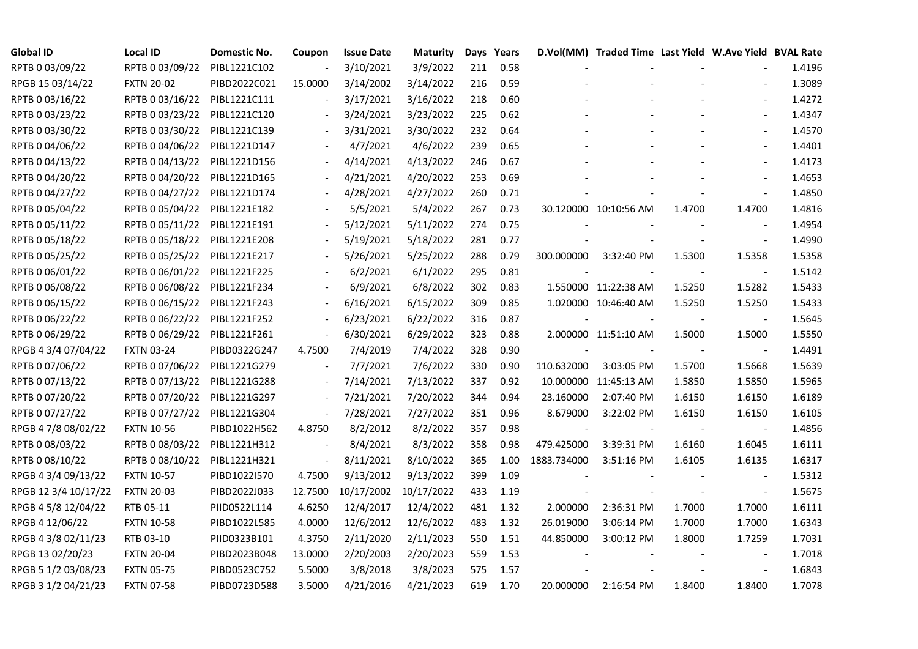| Global ID | Local ID | Domestic No. | Coupon | Issue Date | Maturity | Days | Years | D.Vol(MM) | Traded Time | Last Yield | W.Ave Yield | BVAL Rate |
|---|---|---|---|---|---|---|---|---|---|---|---|---|
| RPTB 0 03/09/22 | RPTB 0 03/09/22 | PIBL1221C102 | - | 3/10/2021 | 3/9/2022 | 211 | 0.58 | - | - | - | - | 1.4196 |
| RPGB 15 03/14/22 | FXTN 20-02 | PIBD2022C021 | 15.0000 | 3/14/2002 | 3/14/2022 | 216 | 0.59 | - | - | - | - | 1.3089 |
| RPTB 0 03/16/22 | RPTB 0 03/16/22 | PIBL1221C111 | - | 3/17/2021 | 3/16/2022 | 218 | 0.60 | - | - | - | - | 1.4272 |
| RPTB 0 03/23/22 | RPTB 0 03/23/22 | PIBL1221C120 | - | 3/24/2021 | 3/23/2022 | 225 | 0.62 | - | - | - | - | 1.4347 |
| RPTB 0 03/30/22 | RPTB 0 03/30/22 | PIBL1221C139 | - | 3/31/2021 | 3/30/2022 | 232 | 0.64 | - | - | - | - | 1.4570 |
| RPTB 0 04/06/22 | RPTB 0 04/06/22 | PIBL1221D147 | - | 4/7/2021 | 4/6/2022 | 239 | 0.65 | - | - | - | - | 1.4401 |
| RPTB 0 04/13/22 | RPTB 0 04/13/22 | PIBL1221D156 | - | 4/14/2021 | 4/13/2022 | 246 | 0.67 | - | - | - | - | 1.4173 |
| RPTB 0 04/20/22 | RPTB 0 04/20/22 | PIBL1221D165 | - | 4/21/2021 | 4/20/2022 | 253 | 0.69 | - | - | - | - | 1.4653 |
| RPTB 0 04/27/22 | RPTB 0 04/27/22 | PIBL1221D174 | - | 4/28/2021 | 4/27/2022 | 260 | 0.71 | - | - | - | - | 1.4850 |
| RPTB 0 05/04/22 | RPTB 0 05/04/22 | PIBL1221E182 | - | 5/5/2021 | 5/4/2022 | 267 | 0.73 | 30.120000 | 10:10:56 AM | 1.4700 | 1.4700 | 1.4816 |
| RPTB 0 05/11/22 | RPTB 0 05/11/22 | PIBL1221E191 | - | 5/12/2021 | 5/11/2022 | 274 | 0.75 | - | - | - | - | 1.4954 |
| RPTB 0 05/18/22 | RPTB 0 05/18/22 | PIBL1221E208 | - | 5/19/2021 | 5/18/2022 | 281 | 0.77 | - | - | - | - | 1.4990 |
| RPTB 0 05/25/22 | RPTB 0 05/25/22 | PIBL1221E217 | - | 5/26/2021 | 5/25/2022 | 288 | 0.79 | 300.000000 | 3:32:40 PM | 1.5300 | 1.5358 | 1.5358 |
| RPTB 0 06/01/22 | RPTB 0 06/01/22 | PIBL1221F225 | - | 6/2/2021 | 6/1/2022 | 295 | 0.81 | - | - | - | - | 1.5142 |
| RPTB 0 06/08/22 | RPTB 0 06/08/22 | PIBL1221F234 | - | 6/9/2021 | 6/8/2022 | 302 | 0.83 | 1.550000 | 11:22:38 AM | 1.5250 | 1.5282 | 1.5433 |
| RPTB 0 06/15/22 | RPTB 0 06/15/22 | PIBL1221F243 | - | 6/16/2021 | 6/15/2022 | 309 | 0.85 | 1.020000 | 10:46:40 AM | 1.5250 | 1.5250 | 1.5433 |
| RPTB 0 06/22/22 | RPTB 0 06/22/22 | PIBL1221F252 | - | 6/23/2021 | 6/22/2022 | 316 | 0.87 | - | - | - | - | 1.5645 |
| RPTB 0 06/29/22 | RPTB 0 06/29/22 | PIBL1221F261 | - | 6/30/2021 | 6/29/2022 | 323 | 0.88 | 2.000000 | 11:51:10 AM | 1.5000 | 1.5000 | 1.5550 |
| RPGB 4 3/4 07/04/22 | FXTN 03-24 | PIBD0322G247 | 4.7500 | 7/4/2019 | 7/4/2022 | 328 | 0.90 | - | - | - | - | 1.4491 |
| RPTB 0 07/06/22 | RPTB 0 07/06/22 | PIBL1221G279 | - | 7/7/2021 | 7/6/2022 | 330 | 0.90 | 110.632000 | 3:03:05 PM | 1.5700 | 1.5668 | 1.5639 |
| RPTB 0 07/13/22 | RPTB 0 07/13/22 | PIBL1221G288 | - | 7/14/2021 | 7/13/2022 | 337 | 0.92 | 10.000000 | 11:45:13 AM | 1.5850 | 1.5850 | 1.5965 |
| RPTB 0 07/20/22 | RPTB 0 07/20/22 | PIBL1221G297 | - | 7/21/2021 | 7/20/2022 | 344 | 0.94 | 23.160000 | 2:07:40 PM | 1.6150 | 1.6150 | 1.6189 |
| RPTB 0 07/27/22 | RPTB 0 07/27/22 | PIBL1221G304 | - | 7/28/2021 | 7/27/2022 | 351 | 0.96 | 8.679000 | 3:22:02 PM | 1.6150 | 1.6150 | 1.6105 |
| RPGB 4 7/8 08/02/22 | FXTN 10-56 | PIBD1022H562 | 4.8750 | 8/2/2012 | 8/2/2022 | 357 | 0.98 | - | - | - | - | 1.4856 |
| RPTB 0 08/03/22 | RPTB 0 08/03/22 | PIBL1221H312 | - | 8/4/2021 | 8/3/2022 | 358 | 0.98 | 479.425000 | 3:39:31 PM | 1.6160 | 1.6045 | 1.6111 |
| RPTB 0 08/10/22 | RPTB 0 08/10/22 | PIBL1221H321 | - | 8/11/2021 | 8/10/2022 | 365 | 1.00 | 1883.734000 | 3:51:16 PM | 1.6105 | 1.6135 | 1.6317 |
| RPGB 4 3/4 09/13/22 | FXTN 10-57 | PIBD1022I570 | 4.7500 | 9/13/2012 | 9/13/2022 | 399 | 1.09 | - | - | - | - | 1.5312 |
| RPGB 12 3/4 10/17/22 | FXTN 20-03 | PIBD2022J033 | 12.7500 | 10/17/2002 | 10/17/2022 | 433 | 1.19 | - | - | - | - | 1.5675 |
| RPGB 4 5/8 12/04/22 | RTB 05-11 | PIID0522L114 | 4.6250 | 12/4/2017 | 12/4/2022 | 481 | 1.32 | 2.000000 | 2:36:31 PM | 1.7000 | 1.7000 | 1.6111 |
| RPGB 4 12/06/22 | FXTN 10-58 | PIBD1022L585 | 4.0000 | 12/6/2012 | 12/6/2022 | 483 | 1.32 | 26.019000 | 3:06:14 PM | 1.7000 | 1.7000 | 1.6343 |
| RPGB 4 3/8 02/11/23 | RTB 03-10 | PIID0323B101 | 4.3750 | 2/11/2020 | 2/11/2023 | 550 | 1.51 | 44.850000 | 3:00:12 PM | 1.8000 | 1.7259 | 1.7031 |
| RPGB 13 02/20/23 | FXTN 20-04 | PIBD2023B048 | 13.0000 | 2/20/2003 | 2/20/2023 | 559 | 1.53 | - | - | - | - | 1.7018 |
| RPGB 5 1/2 03/08/23 | FXTN 05-75 | PIBD0523C752 | 5.5000 | 3/8/2018 | 3/8/2023 | 575 | 1.57 | - | - | - | - | 1.6843 |
| RPGB 3 1/2 04/21/23 | FXTN 07-58 | PIBD0723D588 | 3.5000 | 4/21/2016 | 4/21/2023 | 619 | 1.70 | 20.000000 | 2:16:54 PM | 1.8400 | 1.8400 | 1.7078 |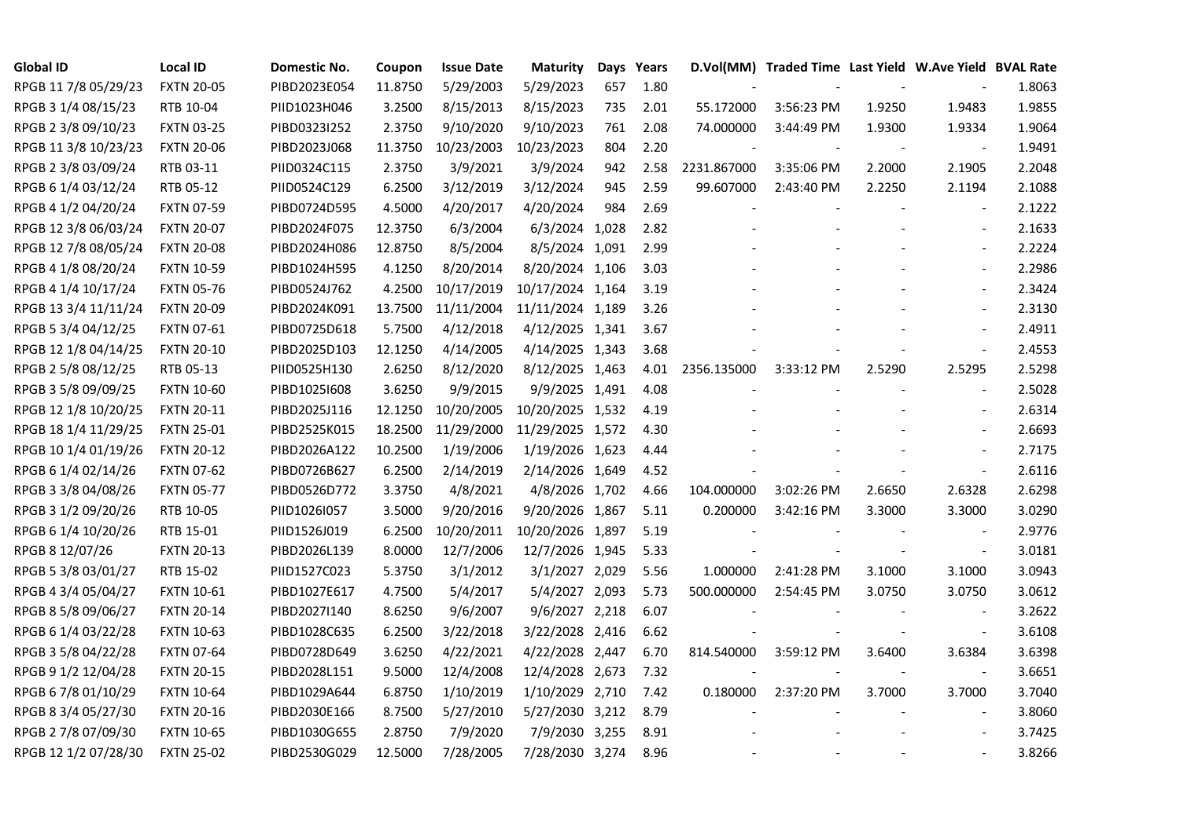| Global ID | Local ID | Domestic No. | Coupon | Issue Date | Maturity | Days | Years | D.Vol(MM) | Traded Time | Last Yield | W.Ave Yield | BVAL Rate |
|---|---|---|---|---|---|---|---|---|---|---|---|---|
| RPGB 11 7/8 05/29/23 | FXTN 20-05 | PIBD2023E054 | 11.8750 | 5/29/2003 | 5/29/2023 | 657 | 1.80 | - | - | - | - | 1.8063 |
| RPGB 3 1/4 08/15/23 | RTB 10-04 | PIID1023H046 | 3.2500 | 8/15/2013 | 8/15/2023 | 735 | 2.01 | 55.172000 | 3:56:23 PM | 1.9250 | 1.9483 | 1.9855 |
| RPGB 2 3/8 09/10/23 | FXTN 03-25 | PIBD0323I252 | 2.3750 | 9/10/2020 | 9/10/2023 | 761 | 2.08 | 74.000000 | 3:44:49 PM | 1.9300 | 1.9334 | 1.9064 |
| RPGB 11 3/8 10/23/23 | FXTN 20-06 | PIBD2023J068 | 11.3750 | 10/23/2003 | 10/23/2023 | 804 | 2.20 | - | - | - | - | 1.9491 |
| RPGB 2 3/8 03/09/24 | RTB 03-11 | PIID0324C115 | 2.3750 | 3/9/2021 | 3/9/2024 | 942 | 2.58 | 2231.867000 | 3:35:06 PM | 2.2000 | 2.1905 | 2.2048 |
| RPGB 6 1/4 03/12/24 | RTB 05-12 | PIID0524C129 | 6.2500 | 3/12/2019 | 3/12/2024 | 945 | 2.59 | 99.607000 | 2:43:40 PM | 2.2250 | 2.1194 | 2.1088 |
| RPGB 4 1/2 04/20/24 | FXTN 07-59 | PIBD0724D595 | 4.5000 | 4/20/2017 | 4/20/2024 | 984 | 2.69 | - | - | - | - | 2.1222 |
| RPGB 12 3/8 06/03/24 | FXTN 20-07 | PIBD2024F075 | 12.3750 | 6/3/2004 | 6/3/2024 | 1,028 | 2.82 | - | - | - | - | 2.1633 |
| RPGB 12 7/8 08/05/24 | FXTN 20-08 | PIBD2024H086 | 12.8750 | 8/5/2004 | 8/5/2024 | 1,091 | 2.99 | - | - | - | - | 2.2224 |
| RPGB 4 1/8 08/20/24 | FXTN 10-59 | PIBD1024H595 | 4.1250 | 8/20/2014 | 8/20/2024 | 1,106 | 3.03 | - | - | - | - | 2.2986 |
| RPGB 4 1/4 10/17/24 | FXTN 05-76 | PIBD0524J762 | 4.2500 | 10/17/2019 | 10/17/2024 | 1,164 | 3.19 | - | - | - | - | 2.3424 |
| RPGB 13 3/4 11/11/24 | FXTN 20-09 | PIBD2024K091 | 13.7500 | 11/11/2004 | 11/11/2024 | 1,189 | 3.26 | - | - | - | - | 2.3130 |
| RPGB 5 3/4 04/12/25 | FXTN 07-61 | PIBD0725D618 | 5.7500 | 4/12/2018 | 4/12/2025 | 1,341 | 3.67 | - | - | - | - | 2.4911 |
| RPGB 12 1/8 04/14/25 | FXTN 20-10 | PIBD2025D103 | 12.1250 | 4/14/2005 | 4/14/2025 | 1,343 | 3.68 | - | - | - | - | 2.4553 |
| RPGB 2 5/8 08/12/25 | RTB 05-13 | PIID0525H130 | 2.6250 | 8/12/2020 | 8/12/2025 | 1,463 | 4.01 | 2356.135000 | 3:33:12 PM | 2.5290 | 2.5295 | 2.5298 |
| RPGB 3 5/8 09/09/25 | FXTN 10-60 | PIBD1025I608 | 3.6250 | 9/9/2015 | 9/9/2025 | 1,491 | 4.08 | - | - | - | - | 2.5028 |
| RPGB 12 1/8 10/20/25 | FXTN 20-11 | PIBD2025J116 | 12.1250 | 10/20/2005 | 10/20/2025 | 1,532 | 4.19 | - | - | - | - | 2.6314 |
| RPGB 18 1/4 11/29/25 | FXTN 25-01 | PIBD2525K015 | 18.2500 | 11/29/2000 | 11/29/2025 | 1,572 | 4.30 | - | - | - | - | 2.6693 |
| RPGB 10 1/4 01/19/26 | FXTN 20-12 | PIBD2026A122 | 10.2500 | 1/19/2006 | 1/19/2026 | 1,623 | 4.44 | - | - | - | - | 2.7175 |
| RPGB 6 1/4 02/14/26 | FXTN 07-62 | PIBD0726B627 | 6.2500 | 2/14/2019 | 2/14/2026 | 1,649 | 4.52 | - | - | - | - | 2.6116 |
| RPGB 3 3/8 04/08/26 | FXTN 05-77 | PIBD0526D772 | 3.3750 | 4/8/2021 | 4/8/2026 | 1,702 | 4.66 | 104.000000 | 3:02:26 PM | 2.6650 | 2.6328 | 2.6298 |
| RPGB 3 1/2 09/20/26 | RTB 10-05 | PIID1026I057 | 3.5000 | 9/20/2016 | 9/20/2026 | 1,867 | 5.11 | 0.200000 | 3:42:16 PM | 3.3000 | 3.3000 | 3.0290 |
| RPGB 6 1/4 10/20/26 | RTB 15-01 | PIID1526J019 | 6.2500 | 10/20/2011 | 10/20/2026 | 1,897 | 5.19 | - | - | - | - | 2.9776 |
| RPGB 8 12/07/26 | FXTN 20-13 | PIBD2026L139 | 8.0000 | 12/7/2006 | 12/7/2026 | 1,945 | 5.33 | - | - | - | - | 3.0181 |
| RPGB 5 3/8 03/01/27 | RTB 15-02 | PIID1527C023 | 5.3750 | 3/1/2012 | 3/1/2027 | 2,029 | 5.56 | 1.000000 | 2:41:28 PM | 3.1000 | 3.1000 | 3.0943 |
| RPGB 4 3/4 05/04/27 | FXTN 10-61 | PIBD1027E617 | 4.7500 | 5/4/2017 | 5/4/2027 | 2,093 | 5.73 | 500.000000 | 2:54:45 PM | 3.0750 | 3.0750 | 3.0612 |
| RPGB 8 5/8 09/06/27 | FXTN 20-14 | PIBD2027I140 | 8.6250 | 9/6/2007 | 9/6/2027 | 2,218 | 6.07 | - | - | - | - | 3.2622 |
| RPGB 6 1/4 03/22/28 | FXTN 10-63 | PIBD1028C635 | 6.2500 | 3/22/2018 | 3/22/2028 | 2,416 | 6.62 | - | - | - | - | 3.6108 |
| RPGB 3 5/8 04/22/28 | FXTN 07-64 | PIBD0728D649 | 3.6250 | 4/22/2021 | 4/22/2028 | 2,447 | 6.70 | 814.540000 | 3:59:12 PM | 3.6400 | 3.6384 | 3.6398 |
| RPGB 9 1/2 12/04/28 | FXTN 20-15 | PIBD2028L151 | 9.5000 | 12/4/2008 | 12/4/2028 | 2,673 | 7.32 | - | - | - | - | 3.6651 |
| RPGB 6 7/8 01/10/29 | FXTN 10-64 | PIBD1029A644 | 6.8750 | 1/10/2019 | 1/10/2029 | 2,710 | 7.42 | 0.180000 | 2:37:20 PM | 3.7000 | 3.7000 | 3.7040 |
| RPGB 8 3/4 05/27/30 | FXTN 20-16 | PIBD2030E166 | 8.7500 | 5/27/2010 | 5/27/2030 | 3,212 | 8.79 | - | - | - | - | 3.8060 |
| RPGB 2 7/8 07/09/30 | FXTN 10-65 | PIBD1030G655 | 2.8750 | 7/9/2020 | 7/9/2030 | 3,255 | 8.91 | - | - | - | - | 3.7425 |
| RPGB 12 1/2 07/28/30 | FXTN 25-02 | PIBD2530G029 | 12.5000 | 7/28/2005 | 7/28/2030 | 3,274 | 8.96 | - | - | - | - | 3.8266 |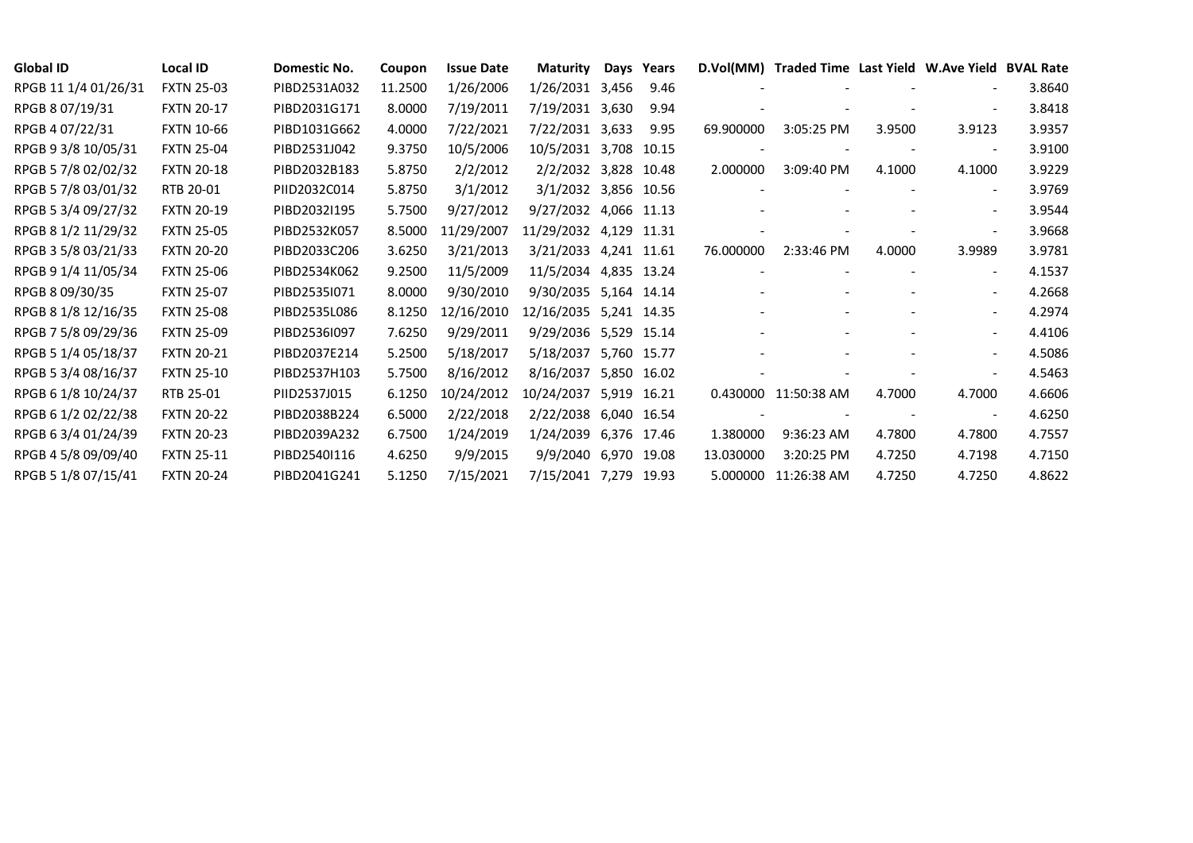| Global ID | Local ID | Domestic No. | Coupon | Issue Date | Maturity | Days | Years | D.Vol(MM) | Traded Time | Last Yield | W.Ave Yield | BVAL Rate |
|---|---|---|---|---|---|---|---|---|---|---|---|---|
| RPGB 11 1/4 01/26/31 | FXTN 25-03 | PIBD2531A032 | 11.2500 | 1/26/2006 | 1/26/2031 | 3,456 | 9.46 | - | - | - | - | 3.8640 |
| RPGB 8 07/19/31 | FXTN 20-17 | PIBD2031G171 | 8.0000 | 7/19/2011 | 7/19/2031 | 3,630 | 9.94 | - | - | - | - | 3.8418 |
| RPGB 4 07/22/31 | FXTN 10-66 | PIBD1031G662 | 4.0000 | 7/22/2021 | 7/22/2031 | 3,633 | 9.95 | 69.900000 | 3:05:25 PM | 3.9500 | 3.9123 | 3.9357 |
| RPGB 9 3/8 10/05/31 | FXTN 25-04 | PIBD2531J042 | 9.3750 | 10/5/2006 | 10/5/2031 | 3,708 | 10.15 | - | - | - | - | 3.9100 |
| RPGB 5 7/8 02/02/32 | FXTN 20-18 | PIBD2032B183 | 5.8750 | 2/2/2012 | 2/2/2032 | 3,828 | 10.48 | 2.000000 | 3:09:40 PM | 4.1000 | 4.1000 | 3.9229 |
| RPGB 5 7/8 03/01/32 | RTB 20-01 | PIID2032C014 | 5.8750 | 3/1/2012 | 3/1/2032 | 3,856 | 10.56 | - | - | - | - | 3.9769 |
| RPGB 5 3/4 09/27/32 | FXTN 20-19 | PIBD2032I195 | 5.7500 | 9/27/2012 | 9/27/2032 | 4,066 | 11.13 | - | - | - | - | 3.9544 |
| RPGB 8 1/2 11/29/32 | FXTN 25-05 | PIBD2532K057 | 8.5000 | 11/29/2007 | 11/29/2032 | 4,129 | 11.31 | - | - | - | - | 3.9668 |
| RPGB 3 5/8 03/21/33 | FXTN 20-20 | PIBD2033C206 | 3.6250 | 3/21/2013 | 3/21/2033 | 4,241 | 11.61 | 76.000000 | 2:33:46 PM | 4.0000 | 3.9989 | 3.9781 |
| RPGB 9 1/4 11/05/34 | FXTN 25-06 | PIBD2534K062 | 9.2500 | 11/5/2009 | 11/5/2034 | 4,835 | 13.24 | - | - | - | - | 4.1537 |
| RPGB 8 09/30/35 | FXTN 25-07 | PIBD2535I071 | 8.0000 | 9/30/2010 | 9/30/2035 | 5,164 | 14.14 | - | - | - | - | 4.2668 |
| RPGB 8 1/8 12/16/35 | FXTN 25-08 | PIBD2535L086 | 8.1250 | 12/16/2010 | 12/16/2035 | 5,241 | 14.35 | - | - | - | - | 4.2974 |
| RPGB 7 5/8 09/29/36 | FXTN 25-09 | PIBD2536I097 | 7.6250 | 9/29/2011 | 9/29/2036 | 5,529 | 15.14 | - | - | - | - | 4.4106 |
| RPGB 5 1/4 05/18/37 | FXTN 20-21 | PIBD2037E214 | 5.2500 | 5/18/2017 | 5/18/2037 | 5,760 | 15.77 | - | - | - | - | 4.5086 |
| RPGB 5 3/4 08/16/37 | FXTN 25-10 | PIBD2537H103 | 5.7500 | 8/16/2012 | 8/16/2037 | 5,850 | 16.02 | - | - | - | - | 4.5463 |
| RPGB 6 1/8 10/24/37 | RTB 25-01 | PIID2537J015 | 6.1250 | 10/24/2012 | 10/24/2037 | 5,919 | 16.21 | 0.430000 | 11:50:38 AM | 4.7000 | 4.7000 | 4.6606 |
| RPGB 6 1/2 02/22/38 | FXTN 20-22 | PIBD2038B224 | 6.5000 | 2/22/2018 | 2/22/2038 | 6,040 | 16.54 | - | - | - | - | 4.6250 |
| RPGB 6 3/4 01/24/39 | FXTN 20-23 | PIBD2039A232 | 6.7500 | 1/24/2019 | 1/24/2039 | 6,376 | 17.46 | 1.380000 | 9:36:23 AM | 4.7800 | 4.7800 | 4.7557 |
| RPGB 4 5/8 09/09/40 | FXTN 25-11 | PIBD2540I116 | 4.6250 | 9/9/2015 | 9/9/2040 | 6,970 | 19.08 | 13.030000 | 3:20:25 PM | 4.7250 | 4.7198 | 4.7150 |
| RPGB 5 1/8 07/15/41 | FXTN 20-24 | PIBD2041G241 | 5.1250 | 7/15/2021 | 7/15/2041 | 7,279 | 19.93 | 5.000000 | 11:26:38 AM | 4.7250 | 4.7250 | 4.8622 |